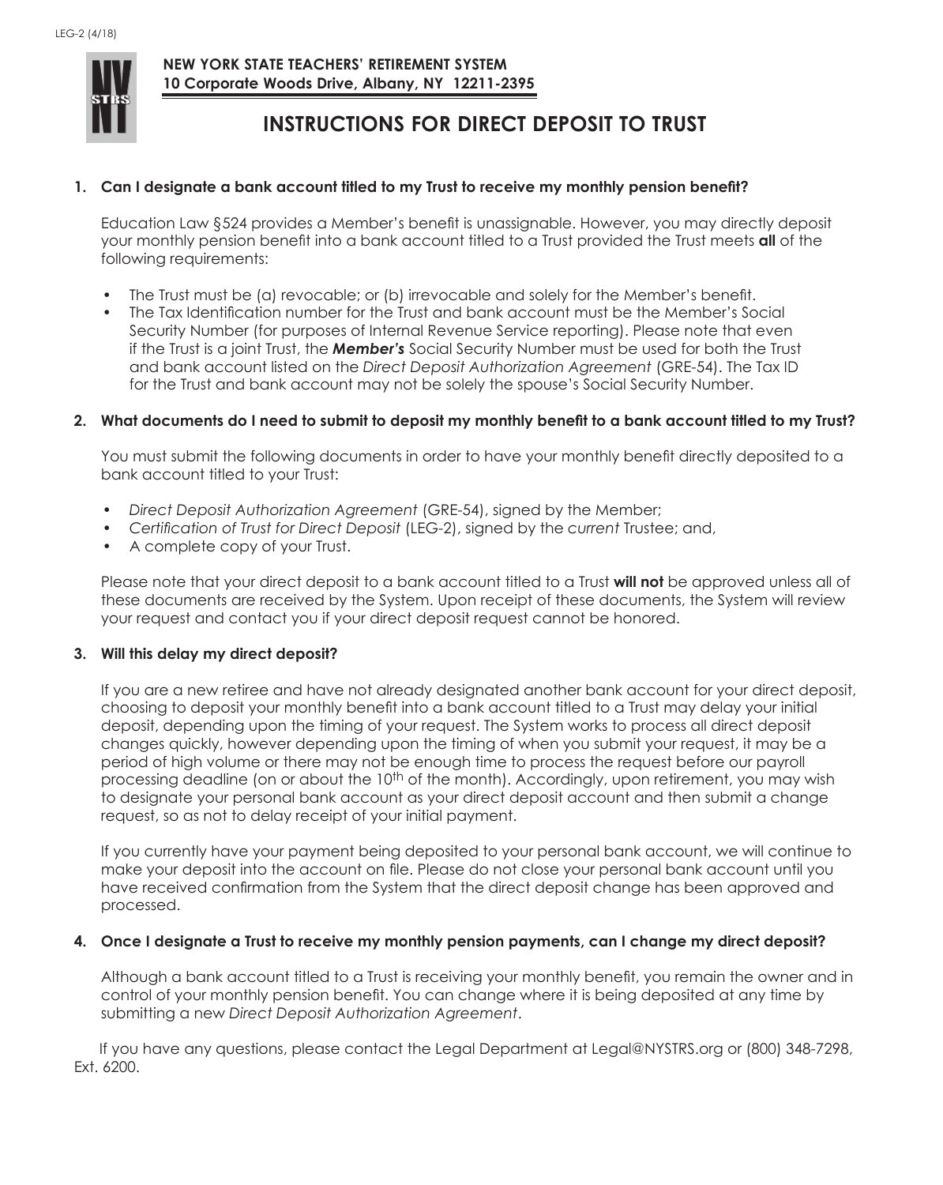LEG-2 (4/18)

**NEW YORK STATE TEACHERS' RETIREMENT SYSTEM**
**10 Corporate Woods Drive, Albany, NY 12211-2395**

# INSTRUCTIONS FOR DIRECT DEPOSIT TO TRUST

**1. Can I designate a bank account titled to my Trust to receive my monthly pension benefit?**

Education Law §524 provides a Member's benefit is unassignable. However, you may directly deposit your monthly pension benefit into a bank account titled to a Trust provided the Trust meets **all** of the following requirements:

- The Trust must be (a) revocable; or (b) irrevocable and solely for the Member's benefit.
- The Tax Identification number for the Trust and bank account must be the Member's Social Security Number (for purposes of Internal Revenue Service reporting). Please note that even if the Trust is a joint Trust, the ***Member's*** Social Security Number must be used for both the Trust and bank account listed on the *Direct Deposit Authorization Agreement* (GRE-54). The Tax ID for the Trust and bank account may not be solely the spouse's Social Security Number.

**2. What documents do I need to submit to deposit my monthly benefit to a bank account titled to my Trust?**

You must submit the following documents in order to have your monthly benefit directly deposited to a bank account titled to your Trust:

- *Direct Deposit Authorization Agreement* (GRE-54), signed by the Member;
- *Certification of Trust for Direct Deposit* (LEG-2), signed by the *current* Trustee; and,
- A complete copy of your Trust.

Please note that your direct deposit to a bank account titled to a Trust **will not** be approved unless all of these documents are received by the System. Upon receipt of these documents, the System will review your request and contact you if your direct deposit request cannot be honored.

**3. Will this delay my direct deposit?**

If you are a new retiree and have not already designated another bank account for your direct deposit, choosing to deposit your monthly benefit into a bank account titled to a Trust may delay your initial deposit, depending upon the timing of your request. The System works to process all direct deposit changes quickly, however depending upon the timing of when you submit your request, it may be a period of high volume or there may not be enough time to process the request before our payroll processing deadline (on or about the 10th of the month). Accordingly, upon retirement, you may wish to designate your personal bank account as your direct deposit account and then submit a change request, so as not to delay receipt of your initial payment.

If you currently have your payment being deposited to your personal bank account, we will continue to make your deposit into the account on file. Please do not close your personal bank account until you have received confirmation from the System that the direct deposit change has been approved and processed.

**4. Once I designate a Trust to receive my monthly pension payments, can I change my direct deposit?**

Although a bank account titled to a Trust is receiving your monthly benefit, you remain the owner and in control of your monthly pension benefit. You can change where it is being deposited at any time by submitting a new *Direct Deposit Authorization Agreement*.

If you have any questions, please contact the Legal Department at Legal@NYSTRS.org or (800) 348-7298, Ext. 6200.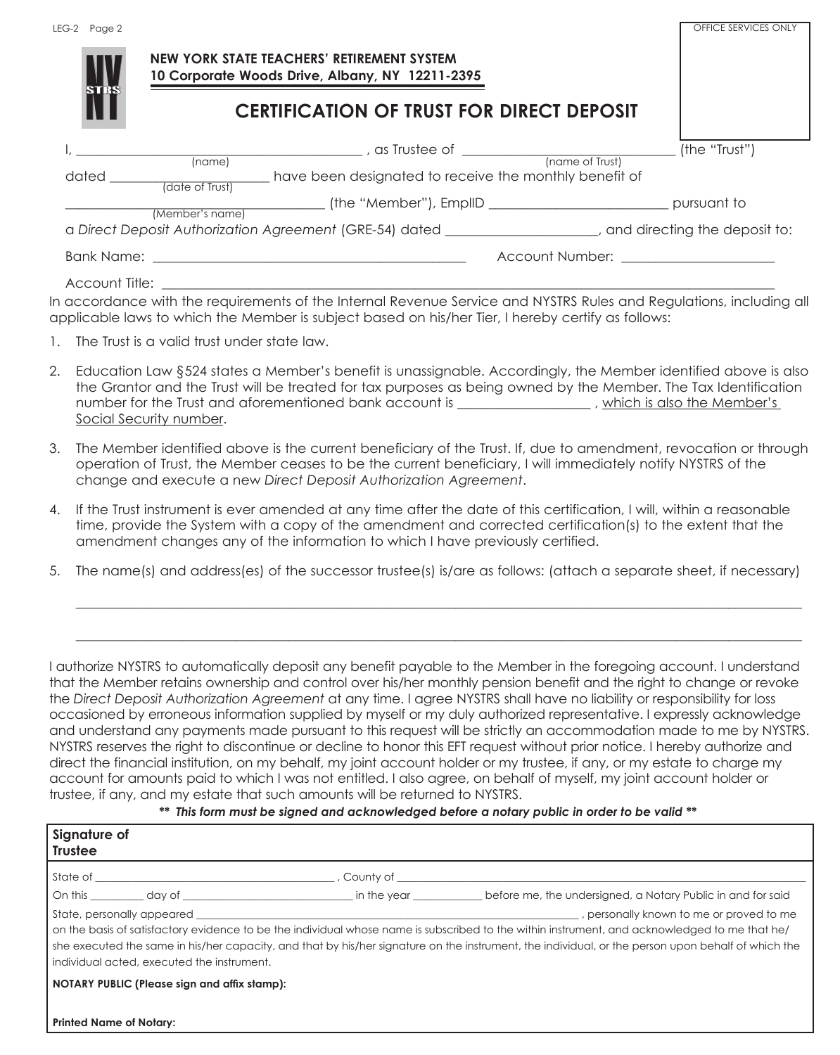OFFICE SERVICES ONLY

**NEW YORK STATE TEACHERS' RETIREMENT SYSTEM**
**10 Corporate Woods Drive, Albany, NY 12211-2395**

# CERTIFICATION OF TRUST FOR DIRECT DEPOSIT

I, ________________________________________ (name), as Trustee of ______________________________ (name of Trust) (the "Trust") dated ______________________ (date of Trust) have been designated to receive the monthly benefit of

______________________________________ (Member's name) (the "Member"), EmplID _________________________ pursuant to a *Direct Deposit Authorization Agreement* (GRE-54) dated _____________________, and directing the deposit to:

Bank Name: ______________________________________________ Account Number: _____________________

Account Title: ____________________________________________________________________________________

In accordance with the requirements of the Internal Revenue Service and NYSTRS Rules and Regulations, including all applicable laws to which the Member is subject based on his/her Tier, I hereby certify as follows:

1. The Trust is a valid trust under state law.
2. Education Law §524 states a Member's benefit is unassignable. Accordingly, the Member identified above is also the Grantor and the Trust will be treated for tax purposes as being owned by the Member. The Tax Identification number for the Trust and aforementioned bank account is ___________________ , <u>which is also the Member's Social Security number</u>.
3. The Member identified above is the current beneficiary of the Trust. If, due to amendment, revocation or through operation of Trust, the Member ceases to be the current beneficiary, I will immediately notify NYSTRS of the change and execute a new *Direct Deposit Authorization Agreement*.
4. If the Trust instrument is ever amended at any time after the date of this certification, I will, within a reasonable time, provide the System with a copy of the amendment and corrected certification(s) to the extent that the amendment changes any of the information to which I have previously certified.
5. The name(s) and address(es) of the successor trustee(s) is/are as follows: (attach a separate sheet, if necessary)

   ____________________________________________________________________________________________

   ____________________________________________________________________________________________

I authorize NYSTRS to automatically deposit any benefit payable to the Member in the foregoing account. I understand that the Member retains ownership and control over his/her monthly pension benefit and the right to change or revoke the *Direct Deposit Authorization Agreement* at any time. I agree NYSTRS shall have no liability or responsibility for loss occasioned by erroneous information supplied by myself or my duly authorized representative. I expressly acknowledge and understand any payments made pursuant to this request will be strictly an accommodation made to me by NYSTRS. NYSTRS reserves the right to discontinue or decline to honor this EFT request without prior notice. I hereby authorize and direct the financial institution, on my behalf, my joint account holder or my trustee, if any, or my estate to charge my account for amounts paid to which I was not entitled. I also agree, on behalf of myself, my joint account holder or trustee, if any, and my estate that such amounts will be returned to NYSTRS.

***\*\* This form must be signed and acknowledged before a notary public in order to be valid \*\****

**Signature of Trustee**

State of ________________________________________ , County of ________________________________________

On this _________ day of ____________________________ in the year ____________ before me, the undersigned, a Notary Public in and for said State, personally appeared ______________________________________________________________ , personally known to me or proved to me on the basis of satisfactory evidence to be the individual whose name is subscribed to the within instrument, and acknowledged to me that he/she executed the same in his/her capacity, and that by his/her signature on the instrument, the individual, or the person upon behalf of which the individual acted, executed the instrument.

**NOTARY PUBLIC (Please sign and affix stamp):**

**Printed Name of Notary:**